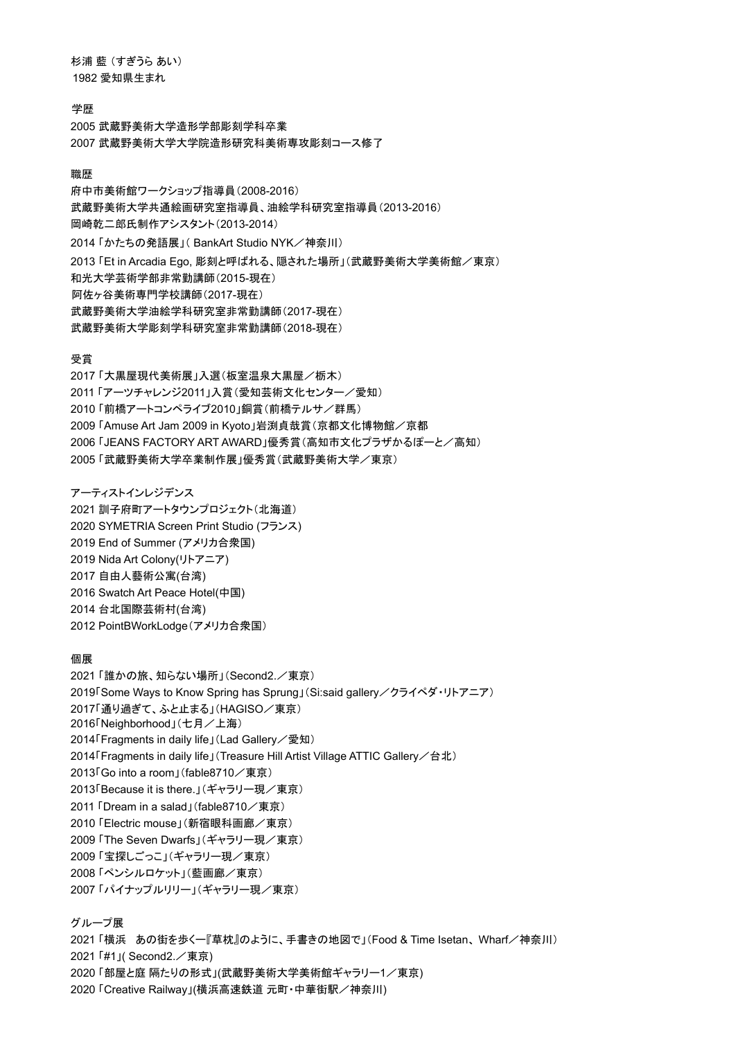杉浦 藍（すぎうら あい）
1982 愛知県生まれ

## 学歴

2005 武蔵野美術大学造形学部彫刻学科卒業
2007 武蔵野美術大学大学院造形研究科美術専攻彫刻コース修了

## 職歴

府中市美術館ワークショップ指導員（2008-2016）
武蔵野美術大学共通絵画研究室指導員、油絵学科研究室指導員（2013-2016）
岡崎乾二郎氏制作アシスタント（2013-2014）
2014「かたちの発語展」( BankArt Studio NYK／神奈川）
2013「Et in Arcadia Ego, 彫刻と呼ばれる、隠された場所」（武蔵野美術大学美術館／東京）
和光大学芸術学部非常勤講師（2015-現在）
阿佐ヶ谷美術専門学校講師（2017-現在）
武蔵野美術大学油絵学科研究室非常勤講師（2017-現在）
武蔵野美術大学彫刻学科研究室非常勤講師（2018-現在）

## 受賞

2017「大黒屋現代美術展」入選（板室温泉大黒屋／栃木）
2011「アーツチャレンジ2011」入賞（愛知芸術文化センター／愛知）
2010「前橋アートコンペライブ2010」銅賞（前橋テルサ／群馬）
2009「Amuse Art Jam 2009 in Kyoto」岩渕貞哉賞（京都文化博物館／京都
2006「JEANS FACTORY ART AWARD」優秀賞（高知市文化プラザかるぽーと／高知）
2005「武蔵野美術大学卒業制作展」優秀賞（武蔵野美術大学／東京）

## アーティストインレジデンス

2021 訓子府町アートタウンプロジェクト（北海道）
2020 SYMETRIA Screen Print Studio (フランス)
2019 End of Summer (アメリカ合衆国)
2019 Nida Art Colony(リトアニア)
2017 自由人藝術公寓(台湾)
2016 Swatch Art Peace Hotel(中国)
2014 台北国際芸術村(台湾)
2012 PointBWorkLodge（アメリカ合衆国）

## 個展

2021「誰かの旅、知らない場所」（Second2.／東京）
2019「Some Ways to Know Spring has Sprung」（Si:said gallery／クライペダ・リトアニア）
2017「通り過ぎて、ふと止まる」（HAGISO／東京）
2016「Neighborhood」（七月／上海）
2014「Fragments in daily life」（Lad Gallery／愛知）
2014「Fragments in daily life」（Treasure Hill Artist Village ATTIC Gallery／台北）
2013「Go into a room」（fable8710／東京）
2013「Because it is there.」（ギャラリー現／東京）
2011「Dream in a salad」（fable8710／東京）
2010「Electric mouse」（新宿眼科画廊／東京）
2009「The Seven Dwarfs」（ギャラリー現／東京）
2009「宝探しごっこ」（ギャラリー現／東京）
2008「ペンシルロケット」（藍画廊／東京）
2007「パイナップルリリー」（ギャラリー現／東京）

## グループ展

2021「横浜　あの街を歩く—『草枕』のように、手書きの地図で」（Food & Time Isetan、Wharf／神奈川）
2021「#1」( Second2.／東京)
2020「部屋と庭 隔たりの形式」(武蔵野美術大学美術館ギャラリー1／東京)
2020「Creative Railway」(横浜高速鉄道 元町・中華街駅／神奈川)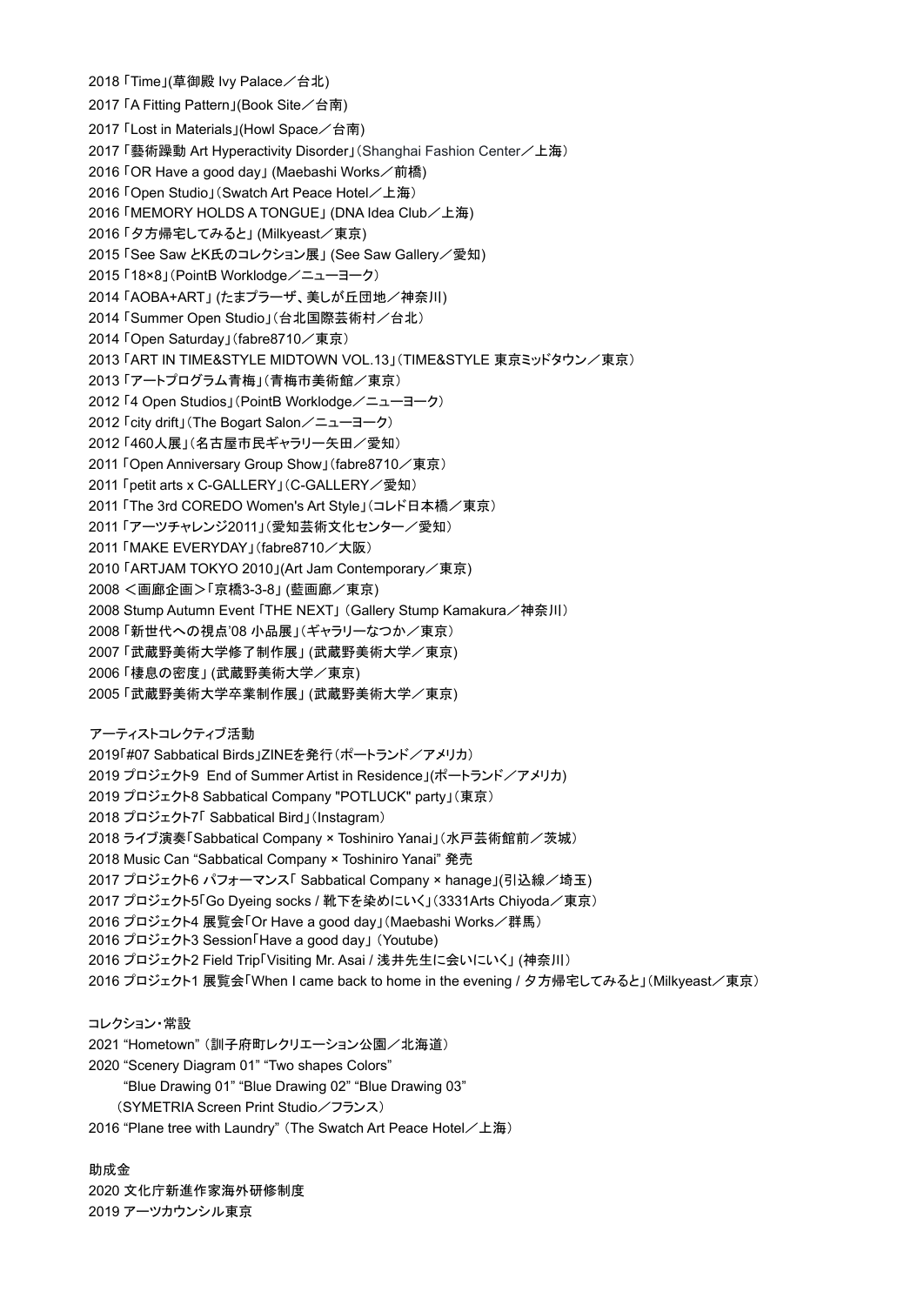2018「Time」(草御殿 Ivy Palace／台北)

2017「A Fitting Pattern」(Book Site／台南)

2017「Lost in Materials」(Howl Space／台南)

2017「藝術躁動 Art Hyperactivity Disorder」（Shanghai Fashion Center／上海）

2016「OR Have a good day」(Maebashi Works／前橋)

2016「Open Studio」（Swatch Art Peace Hotel／上海）

2016「MEMORY HOLDS A TONGUE」(DNA Idea Club／上海)

2016「夕方帰宅してみると」(Milkyeast／東京)

2015「See Saw とK氏のコレクション展」(See Saw Gallery／愛知)

2015「18×8」（PointB Worklodge／ニューヨーク）

2014「AOBA+ART」(たまプラーザ、美しが丘団地／神奈川)

2014「Summer Open Studio」（台北国際芸術村／台北）

2014「Open Saturday」（fabre8710／東京）

2013「ART IN TIME&STYLE MIDTOWN VOL.13」（TIME&STYLE 東京ミッドタウン／東京）

2013「アートプログラム青梅」（青梅市美術館／東京）

2012「4 Open Studios」（PointB Worklodge／ニューヨーク）

2012「city drift」（The Bogart Salon／ニューヨーク）

2012「460人展」（名古屋市民ギャラリー矢田／愛知）

2011「Open Anniversary Group Show」（fabre8710／東京）

2011「petit arts x C-GALLERY」（C-GALLERY／愛知）

2011「The 3rd COREDO Women's Art Style」（コレド日本橋／東京）

2011「アーツチャレンジ2011」（愛知芸術文化センター／愛知）

2011「MAKE EVERYDAY」（fabre8710／大阪）

2010「ARTJAM TOKYO 2010」(Art Jam Contemporary／東京)

2008 ＜画廊企画＞「京橋3-3-8」(藍画廊／東京)

2008 Stump Autumn Event「THE NEXT」（Gallery Stump Kamakura／神奈川）

2008「新世代への視点'08 小品展」（ギャラリーなつか／東京）

2007「武蔵野美術大学修了制作展」(武蔵野美術大学／東京)

2006「棲息の密度」(武蔵野美術大学／東京)

2005「武蔵野美術大学卒業制作展」(武蔵野美術大学／東京)

アーティストコレクティブ活動

2019「#07 Sabbatical Birds」ZINEを発行（ポートランド／アメリカ）

2019 プロジェクト9 End of Summer Artist in Residence」(ポートランド／アメリカ)

2019 プロジェクト8 Sabbatical Company "POTLUCK" party」（東京）

2018 プロジェクト7「 Sabbatical Bird」（Instagram）

2018 ライブ演奏「Sabbatical Company × Toshiniro Yanai」（水戸芸術館前／茨城）

2018 Music Can "Sabbatical Company × Toshiniro Yanai" 発売

2017 プロジェクト6 パフォーマンス「 Sabbatical Company × hanage」(引込線／埼玉)

2017 プロジェクト5「Go Dyeing socks / 靴下を染めにいく」（3331Arts Chiyoda／東京）

2016 プロジェクト4 展覧会「Or Have a good day」（Maebashi Works／群馬）

2016 プロジェクト3 Session「Have a good day」（Youtube）

2016 プロジェクト2 Field Trip「Visiting Mr. Asai / 浅井先生に会いにいく」(神奈川）

2016 プロジェクト1 展覧会「When I came back to home in the evening / 夕方帰宅してみると」（Milkyeast／東京）

コレクション・常設

2021 "Hometown"（訓子府町レクリエーション公園／北海道）

2020 "Scenery Diagram 01" "Two shapes Colors"
"Blue Drawing 01" "Blue Drawing 02" "Blue Drawing 03"
（SYMETRIA Screen Print Studio／フランス）

2016 "Plane tree with Laundry"（The Swatch Art Peace Hotel／上海）

助成金

2020 文化庁新進作家海外研修制度

2019 アーツカウンシル東京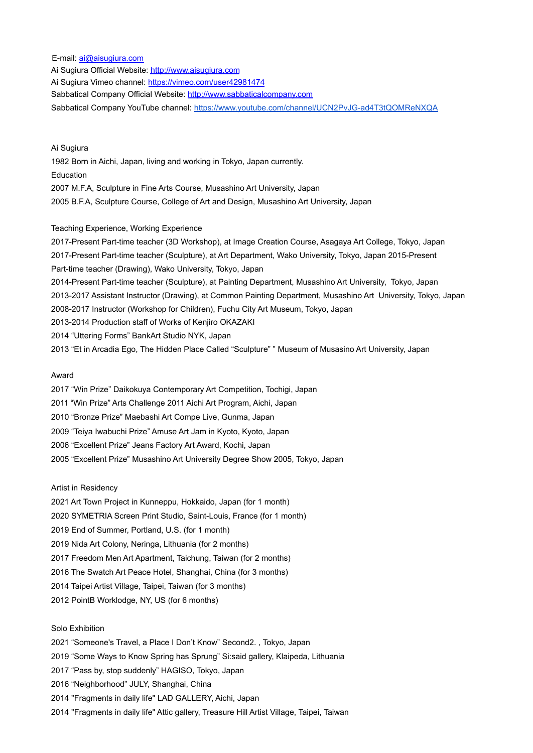E-mail: [ai@aisugiura.com](mailto:ai@aisugiura.com)
Ai Sugiura Official Website: [http://www.aisugiura.com](http://www.aisugiura.com)
Ai Sugiura Vimeo channel: [https://vimeo.com/user42981474](https://vimeo.com/user42981474)
Sabbatical Company Official Website: [http://www.sabbaticalcompany.com](http://www.sabbaticalcompany.com)
Sabbatical Company YouTube channel: [https://www.youtube.com/channel/UCN2PvJG-ad4T3tQOMReNXQA](https://www.youtube.com/channel/UCN2PvJG-ad4T3tQOMReNXQA)

Ai Sugiura

1982 Born in Aichi, Japan, living and working in Tokyo, Japan currently.

Education

2007 M.F.A, Sculpture in Fine Arts Course, Musashino Art University, Japan
2005 B.F.A, Sculpture Course, College of Art and Design, Musashino Art University, Japan

Teaching Experience, Working Experience

2017-Present Part-time teacher (3D Workshop), at Image Creation Course, Asagaya Art College, Tokyo, Japan
2017-Present Part-time teacher (Sculpture), at Art Department, Wako University, Tokyo, Japan 2015-Present Part-time teacher (Drawing), Wako University, Tokyo, Japan
2014-Present Part-time teacher (Sculpture), at Painting Department, Musashino Art University, Tokyo, Japan
2013-2017 Assistant Instructor (Drawing), at Common Painting Department, Musashino Art University, Tokyo, Japan
2008-2017 Instructor (Workshop for Children), Fuchu City Art Museum, Tokyo, Japan
2013-2014 Production staff of Works of Kenjiro OKAZAKI
2014 “Uttering Forms” BankArt Studio NYK, Japan
2013 “Et in Arcadia Ego, The Hidden Place Called “Sculpture” ” Museum of Musasino Art University, Japan

Award

2017 “Win Prize” Daikokuya Contemporary Art Competition, Tochigi, Japan
2011 “Win Prize” Arts Challenge 2011 Aichi Art Program, Aichi, Japan
2010 “Bronze Prize” Maebashi Art Compe Live, Gunma, Japan
2009 “Teiya Iwabuchi Prize” Amuse Art Jam in Kyoto, Kyoto, Japan
2006 “Excellent Prize” Jeans Factory Art Award, Kochi, Japan
2005 “Excellent Prize” Musashino Art University Degree Show 2005, Tokyo, Japan

Artist in Residency

2021 Art Town Project in Kunneppu, Hokkaido, Japan (for 1 month)
2020 SYMETRIA Screen Print Studio, Saint-Louis, France (for 1 month)
2019 End of Summer, Portland, U.S. (for 1 month)
2019 Nida Art Colony, Neringa, Lithuania (for 2 months)
2017 Freedom Men Art Apartment, Taichung, Taiwan (for 2 months)
2016 The Swatch Art Peace Hotel, Shanghai, China (for 3 months)
2014 Taipei Artist Village, Taipei, Taiwan (for 3 months)
2012 PointB Worklodge, NY, US (for 6 months)

Solo Exhibition

2021 “Someone's Travel, a Place I Don’t Know” Second2. , Tokyo, Japan
2019 “Some Ways to Know Spring has Sprung” Si:said gallery, Klaipeda, Lithuania
2017 “Pass by, stop suddenly” HAGISO, Tokyo, Japan
2016 “Neighborhood” JULY, Shanghai, China
2014 "Fragments in daily life" LAD GALLERY, Aichi, Japan
2014 "Fragments in daily life" Attic gallery, Treasure Hill Artist Village, Taipei, Taiwan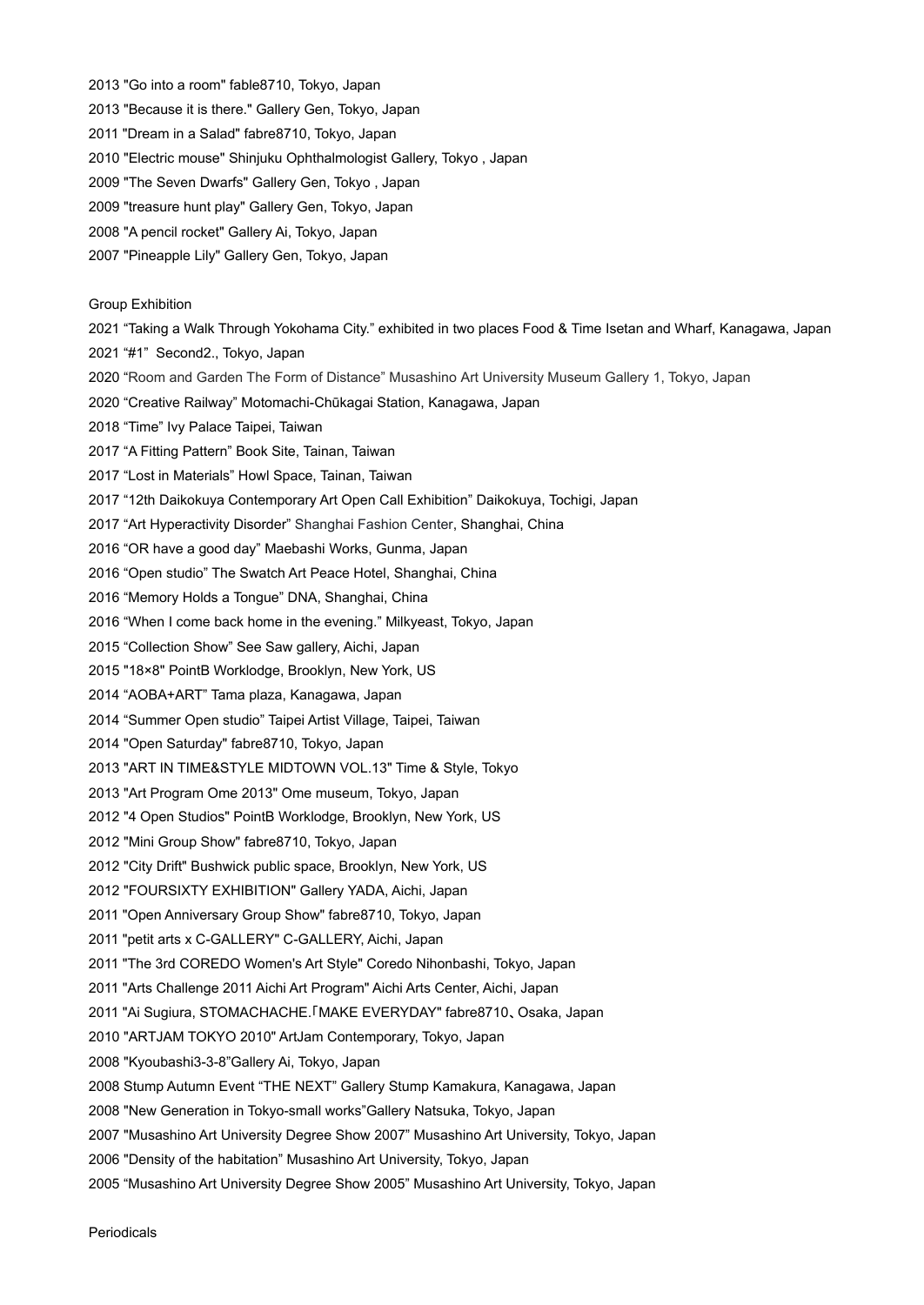2013 "Go into a room" fable8710, Tokyo, Japan

2013 "Because it is there." Gallery Gen, Tokyo, Japan

2011 "Dream in a Salad" fabre8710, Tokyo, Japan

2010 "Electric mouse" Shinjuku Ophthalmologist Gallery, Tokyo , Japan

2009 "The Seven Dwarfs" Gallery Gen, Tokyo , Japan

2009 "treasure hunt play" Gallery Gen, Tokyo, Japan

2008 "A pencil rocket" Gallery Ai, Tokyo, Japan

2007 "Pineapple Lily" Gallery Gen, Tokyo, Japan

Group Exhibition

2021 “Taking a Walk Through Yokohama City.” exhibited in two places Food & Time Isetan and Wharf, Kanagawa, Japan

2021 “#1” Second2., Tokyo, Japan

2020 “Room and Garden The Form of Distance” Musashino Art University Museum Gallery 1, Tokyo, Japan

2020 “Creative Railway” Motomachi-Chūkagai Station, Kanagawa, Japan

2018 “Time” Ivy Palace Taipei, Taiwan

2017 “A Fitting Pattern” Book Site, Tainan, Taiwan

2017 “Lost in Materials” Howl Space, Tainan, Taiwan

2017 “12th Daikokuya Contemporary Art Open Call Exhibition” Daikokuya, Tochigi, Japan

2017 “Art Hyperactivity Disorder” Shanghai Fashion Center, Shanghai, China

2016 “OR have a good day” Maebashi Works, Gunma, Japan

2016 “Open studio” The Swatch Art Peace Hotel, Shanghai, China

2016 “Memory Holds a Tongue” DNA, Shanghai, China

2016 “When I come back home in the evening.” Milkyeast, Tokyo, Japan

2015 “Collection Show” See Saw gallery, Aichi, Japan

2015 "18×8" PointB Worklodge, Brooklyn, New York, US

2014 “AOBA+ART” Tama plaza, Kanagawa, Japan

2014 “Summer Open studio” Taipei Artist Village, Taipei, Taiwan

2014 "Open Saturday" fabre8710, Tokyo, Japan

2013 "ART IN TIME&STYLE MIDTOWN VOL.13" Time & Style, Tokyo

2013 "Art Program Ome 2013" Ome museum, Tokyo, Japan

2012 "4 Open Studios" PointB Worklodge, Brooklyn, New York, US

2012 "Mini Group Show" fabre8710, Tokyo, Japan

2012 "City Drift" Bushwick public space, Brooklyn, New York, US

2012 "FOURSIXTY EXHIBITION" Gallery YADA, Aichi, Japan

2011 "Open Anniversary Group Show" fabre8710, Tokyo, Japan

2011 "petit arts x C-GALLERY" C-GALLERY, Aichi, Japan

2011 "The 3rd COREDO Women's Art Style" Coredo Nihonbashi, Tokyo, Japan

2011 "Arts Challenge 2011 Aichi Art Program" Aichi Arts Center, Aichi, Japan

2011 "Ai Sugiura, STOMACHACHE.「MAKE EVERYDAY" fabre8710、Osaka, Japan

2010 "ARTJAM TOKYO 2010" ArtJam Contemporary, Tokyo, Japan

2008 "Kyoubashi3-3-8"Gallery Ai, Tokyo, Japan

2008 Stump Autumn Event “THE NEXT” Gallery Stump Kamakura, Kanagawa, Japan

2008 "New Generation in Tokyo-small works"Gallery Natsuka, Tokyo, Japan

2007 "Musashino Art University Degree Show 2007” Musashino Art University, Tokyo, Japan

2006 "Density of the habitation” Musashino Art University, Tokyo, Japan

2005 “Musashino Art University Degree Show 2005” Musashino Art University, Tokyo, Japan

Periodicals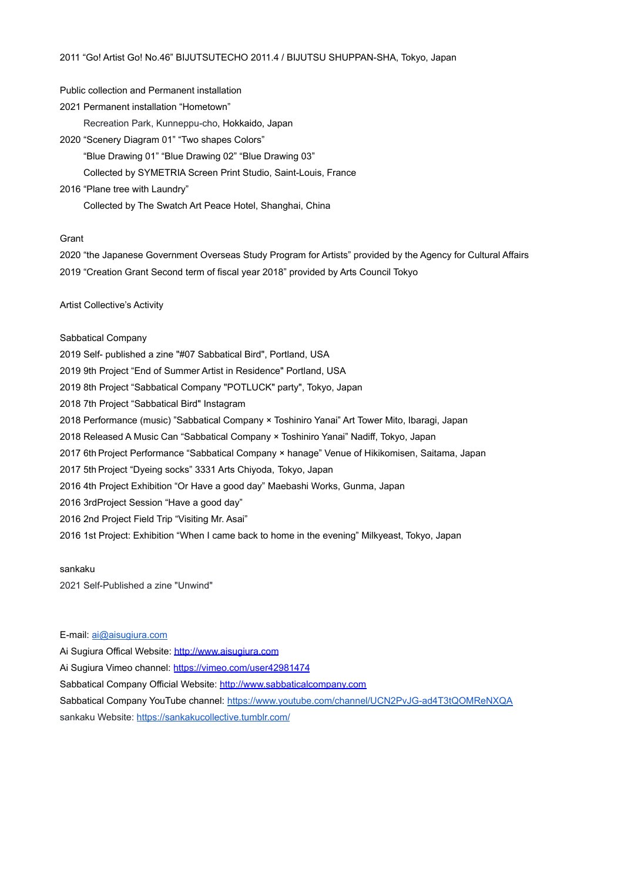2011 “Go! Artist Go! No.46” BIJUTSUTECHO 2011.4 / BIJUTSU SHUPPAN-SHA, Tokyo, Japan

Public collection and Permanent installation

2021 Permanent installation “Hometown”

Recreation Park, Kunneppu-cho, Hokkaido, Japan

2020 “Scenery Diagram 01” “Two shapes Colors”

“Blue Drawing 01” “Blue Drawing 02” “Blue Drawing 03”

Collected by SYMETRIA Screen Print Studio, Saint-Louis, France

2016 “Plane tree with Laundry”

Collected by The Swatch Art Peace Hotel, Shanghai, China

Grant

2020 “the Japanese Government Overseas Study Program for Artists” provided by the Agency for Cultural Affairs

2019 “Creation Grant Second term of fiscal year 2018” provided by Arts Council Tokyo

Artist Collective’s Activity

Sabbatical Company

2019 Self- published a zine "#07 Sabbatical Bird", Portland, USA

2019 9th Project “End of Summer Artist in Residence" Portland, USA

2019 8th Project “Sabbatical Company "POTLUCK" party", Tokyo, Japan

2018 7th Project “Sabbatical Bird" Instagram

2018 Performance (music) ”Sabbatical Company × Toshiniro Yanai” Art Tower Mito, Ibaragi, Japan

2018 Released A Music Can “Sabbatical Company × Toshiniro Yanai” Nadiff, Tokyo, Japan

2017 6th Project Performance “Sabbatical Company × hanage” Venue of Hikikomisen, Saitama, Japan

2017 5th Project “Dyeing socks” 3331 Arts Chiyoda, Tokyo, Japan

2016 4th Project Exhibition “Or Have a good day” Maebashi Works, Gunma, Japan

2016 3rdProject Session “Have a good day”

2016 2nd Project Field Trip “Visiting Mr. Asai”

2016 1st Project: Exhibition “When I came back to home in the evening” Milkyeast, Tokyo, Japan

sankaku

2021 Self-Published a zine "Unwind"

E-mail: ai@aisugiura.com

Ai Sugiura Offical Website: http://www.aisugiura.com

Ai Sugiura Vimeo channel: https://vimeo.com/user42981474

Sabbatical Company Official Website: http://www.sabbaticalcompany.com

Sabbatical Company YouTube channel: https://www.youtube.com/channel/UCN2PvJG-ad4T3tQOMReNXQA

sankaku Website: https://sankakucollective.tumblr.com/